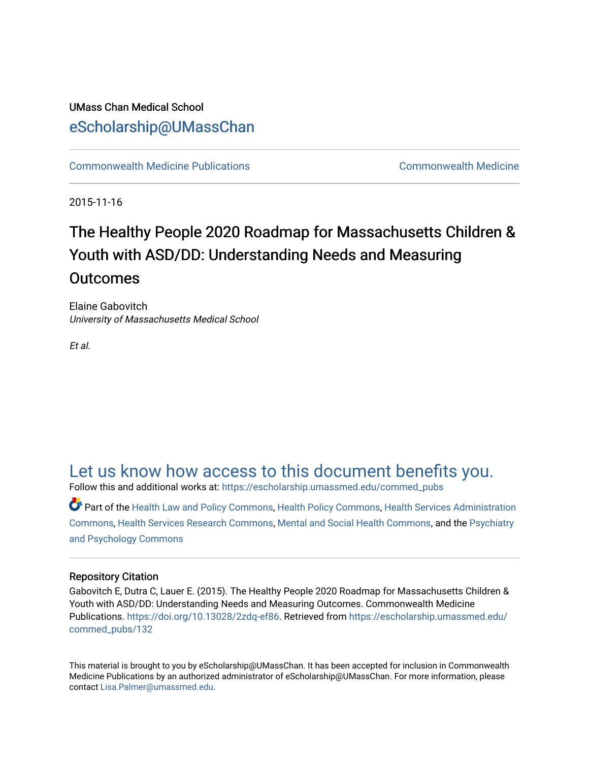UMass Chan Medical School

eScholarship@UMassChan

Commonwealth Medicine Publications

Commonwealth Medicine

2015-11-16

# The Healthy People 2020 Roadmap for Massachusetts Children & Youth with ASD/DD: Understanding Needs and Measuring Outcomes

Elaine Gabovitch
*University of Massachusetts Medical School*

*Et al.*

## Let us know how access to this document benefits you.

Follow this and additional works at: https://escholarship.umassmed.edu/commed_pubs

Part of the Health Law and Policy Commons, Health Policy Commons, Health Services Administration Commons, Health Services Research Commons, Mental and Social Health Commons, and the Psychiatry and Psychology Commons

### Repository Citation

Gabovitch E, Dutra C, Lauer E. (2015). The Healthy People 2020 Roadmap for Massachusetts Children & Youth with ASD/DD: Understanding Needs and Measuring Outcomes. Commonwealth Medicine Publications. https://doi.org/10.13028/2zdq-ef86. Retrieved from https://escholarship.umassmed.edu/commed_pubs/132

This material is brought to you by eScholarship@UMassChan. It has been accepted for inclusion in Commonwealth Medicine Publications by an authorized administrator of eScholarship@UMassChan. For more information, please contact Lisa.Palmer@umassmed.edu.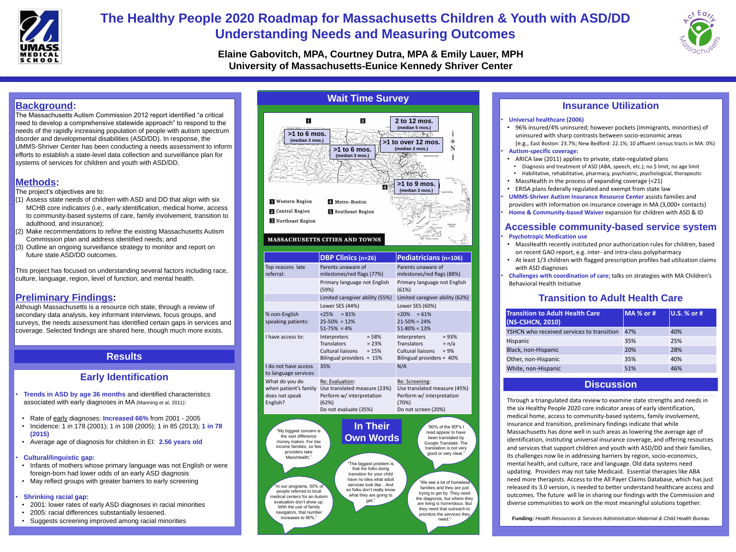# The Healthy People 2020 Roadmap for Massachusetts Children & Youth with ASD/DD Understanding Needs and Measuring Outcomes

**Elaine Gabovitch, MPA, Courtney Dutra, MPA & Emily Lauer, MPH**
**University of Massachusetts-Eunice Kennedy Shriver Center**

## Background:

The Massachusetts Autism Commission 2012 report identified "a critical need to develop a comprehensive statewide approach" to respond to the needs of the rapidly increasing population of people with autism spectrum disorder and developmental disabilities (ASD/DD). In response, the UMMS-Shriver Center has been conducting a needs assessment to inform efforts to establish a state-level data collection and surveillance plan for systems of services for children and youth with ASD/DD.

## Methods:

The project's objectives are to:

(1) Assess state needs of children with ASD and DD that align with six MCHB core indicators (i.e., early identification, medical home, access to community-based systems of care, family involvement, transition to adulthood, and insurance);
(2) Make recommendations to refine the existing Massachusetts Autism Commission plan and address identified needs; and
(3) Outline an ongoing surveillance strategy to monitor and report on future state ASD/DD outcomes.

This project has focused on understanding several factors including race, culture, language, region, level of function, and mental health.

## Preliminary Findings:

Although Massachusetts is a resource rich state, through a review of secondary data analysis, key informant interviews, focus groups, and surveys, the needs assessment has identified certain gaps in services and coverage. Selected findings are shared here, though much more exists.

## Results

### Early Identification

- **Trends in ASD by age 36 months** and identified characteristics associated with early diagnoses in MA (Manning et al, 2011):
  - Rate of early diagnoses: **Increased 66%** from 2001 - 2005
  - Incidence: 1 in 178 (2001); 1 in 108 (2005); 1 in 85 (2013); **1 in 78 (2015)**
  - Average age of diagnosis for children in EI: **2.56 years old**
- **Cultural/linguistic gap:**
  - Infants of mothers whose primary language was not English or were foreign-born had lower odds of an early ASD diagnosis
  - May reflect groups with greater barriers to early screening
- **Shrinking racial gap:**
  - 2001: lower rates of early ASD diagnoses in racial minorities
  - 2005: racial differences substantially lessened.
  - Suggests screening improved among racial minorities

## Wait Time Survey

1 Western Region: >1 to 6 mos. (median 3 mos.)
2 Central Region: >1 to 6 mos. (median 3 mos.)
3 Northeast Region: 2 to 12 mos. (median 5 mos.)
4 Metro-Boston: >1 to over 12 mos. (median 2 mos.)
5 Southeast Region: >1 to 9 mos. (median 3 mos.)

MASSACHUSETTS CITIES AND TOWNS

| | DBP Clinics (n=26) | Pediatricians (n=106) |
|---|---|---|
| Top reasons late referral: | Parents unaware of milestones/red flags (77%) | Parents unaware of milestones/red flags (88%) |
| | Primary language not English (59%) | Primary language not English (61%) |
| | Limited caregiver ability (55%) | Limited caregiver ability (62%) |
| | Lower SES (44%) | Lower SES (60%) |
| % non-English speaking patients: | <25% = 81%<br>25-50% = 12%<br>51-75% = 4% | <20% = 61%<br>21-50% = 24%<br>51-80% = 13% |
| I have access to: | Interpreters = 58%<br>Translators = 23%<br>Cultural liaisons = 15%<br>Bilingual providers = 15% | Interpreters = 93%<br>Translators = n/a<br>Cultural liaisons = 9%<br>Bilingual providers = 40% |
| I do not have access to language services: | 35% | N/A |
| What do you do when patient's family does not speak English? | Re: Evaluation:<br>Use translated measure (23%)<br>Perform w/ interpretation (62%)<br>Do not evaluate (35%) | Re: Screening:<br>Use translated measure (45%)<br>Perform w/ interpretation (70%)<br>Do not screen (20%) |

### In Their Own Words

"My biggest concern is the vast difference money makes. For low income families, so few providers take MassHealth."

"80% of the IEP's I read appear to have been translated by Google Translate. The translation is not very good or very clear."

"The biggest problem is that the folks doing transition for your child have no idea what adult services look like…And so folks don't really know what they are going to get."

"In our programs, 50% of people referred to local medical centers for an Autism evaluation don't show up. With the use of family navigators, that number increases to 90%."

"We see a lot of homeless families and they are just trying to get by. They need the diagnosis, but where they are living is horrendous. But they need that outreach to prioritize the services they need."

## Insurance Utilization

- **Universal healthcare (2006)**
  - 96% insured/4% uninsured; however pockets (immigrants, minorities) of uninsured with sharp contrasts between socio-economic areas (e.g., East Boston: 23.7%; New Bedford: 22.1%; 10 affluent census tracts in MA: 0%)
- **Autism-specific coverage:**
  - ARICA law (2011) applies to private, state-regulated plans
    - Diagnosis and treatment of ASD (ABA, speech, etc.); no $ limit, no age limit
    - Habilitative, rehabilitative, pharmacy, psychiatric, psychological, therapeutic
  - MassHealth in the process of expanding coverage (<21)
  - ERISA plans federally regulated and exempt from state law
- **UMMS-Shriver Autism Insurance Resource Center** assists families and providers with information on insurance coverage in MA (3,000+ contacts)
- **Home & Community-based Waiver** expansion for children with ASD & ID

## Accessible community-based service system

- **Psychotropic Medication use**
  - MassHealth recently instituted prior authorization rules for children, based on recent GAO report, e.g. inter- and intra-class polypharmacy
  - At least 1/3 children with flagged prescription profiles had utilization claims with ASD diagnoses
- **Challenges with coordination of care**; talks on strategies with MA Children's Behavioral Health Initiative

## Transition to Adult Health Care

| Transition to Adult Health Care (NS-CSHCN, 2010) | MA % or # | U.S. % or # |
|---|---|---|
| YSHCN who received services to transition | 47% | 40% |
| Hispanic | 35% | 25% |
| Black, non-Hispanic | 20% | 28% |
| Other, non-Hispanic | 35% | 40% |
| White, non-Hispanic | 51% | 46% |

## Discussion

Through a triangulated data review to examine state strengths and needs in the six Healthy People 2020 core indicator areas of early identification, medical home, access to community-based systems, family involvement, insurance and transition, preliminary findings indicate that while Massachusetts has done well in such areas as lowering the average age of identification, instituting universal insurance coverage, and offering resources and services that support children and youth with ASD/DD and their families, its challenges now lie in addressing barriers by region, socio-economics, mental health, and culture, race and language. Old data systems need updating. Providers may not take Medicaid. Essential therapies like ABA need more therapists. Access to the All Payer Claims Database, which has just released its 3.0 version, is needed to better understand healthcare access and outcomes. The future will lie in sharing our findings with the Commission and diverse communities to work on the most meaningful solutions together.

**Funding:** *Health Resources & Services Administration-Maternal & Child Health Bureau*